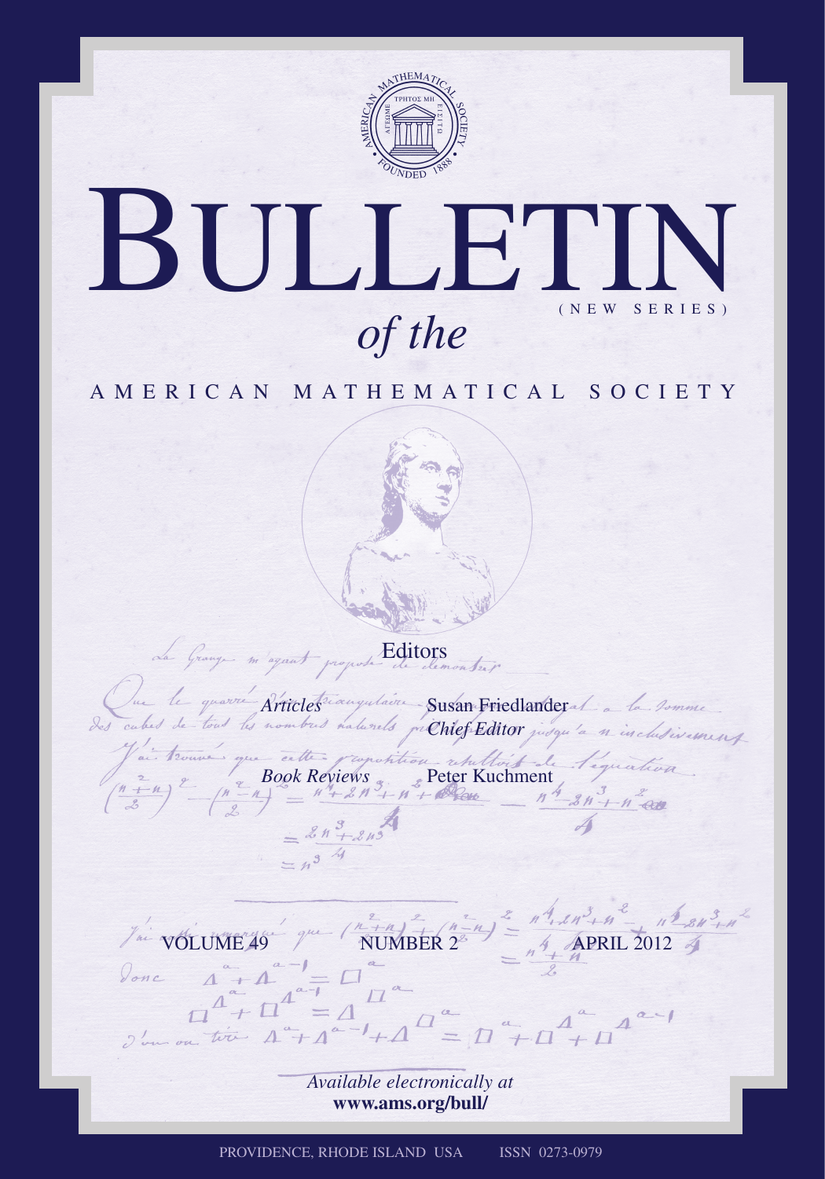# BULLETIN

(NEW SERIES)

*of the*

## AMERICAN MATHEMATICAL SOCIETY

### Editors

*Articles* Susan Friedlander
*Chief Editor*

*Book Reviews* Peter Kuchment

VOLUME 49 NUMBER 2 APRIL 2012

*Available electronically at*
**www.ams.org/bull/**

PROVIDENCE, RHODE ISLAND USA ISSN 0273-0979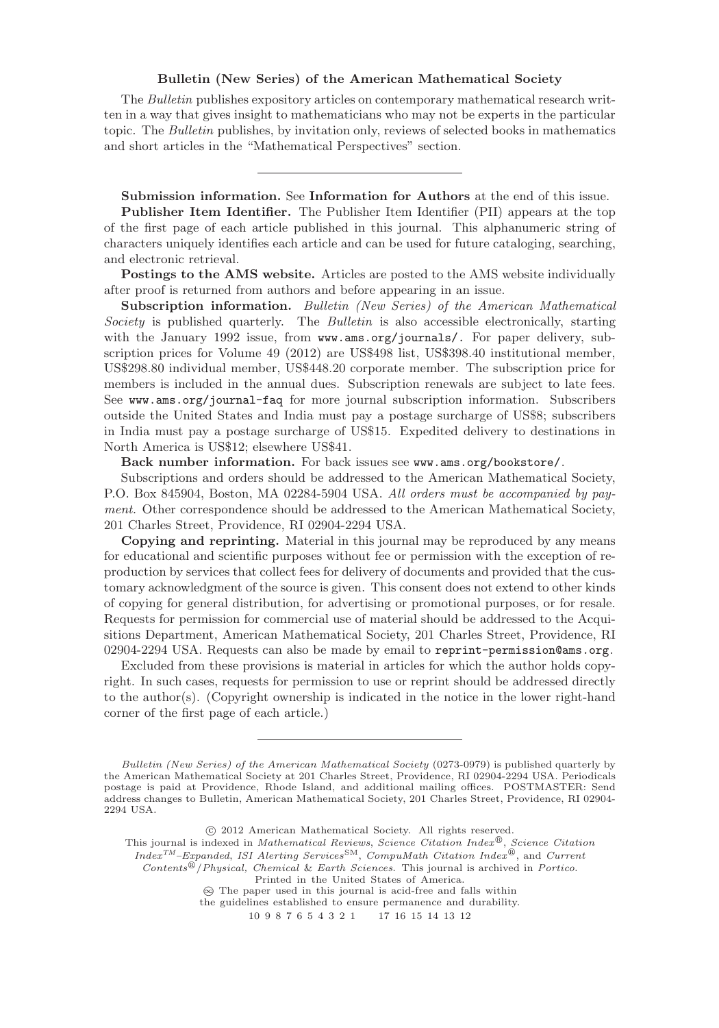**Bulletin (New Series) of the American Mathematical Society**

The *Bulletin* publishes expository articles on contemporary mathematical research written in a way that gives insight to mathematicians who may not be experts in the particular topic. The *Bulletin* publishes, by invitation only, reviews of selected books in mathematics and short articles in the "Mathematical Perspectives" section.

---

**Submission information.** See **Information for Authors** at the end of this issue.

**Publisher Item Identifier.** The Publisher Item Identifier (PII) appears at the top of the first page of each article published in this journal. This alphanumeric string of characters uniquely identifies each article and can be used for future cataloging, searching, and electronic retrieval.

**Postings to the AMS website.** Articles are posted to the AMS website individually after proof is returned from authors and before appearing in an issue.

**Subscription information.** *Bulletin (New Series) of the American Mathematical Society* is published quarterly. The *Bulletin* is also accessible electronically, starting with the January 1992 issue, from `www.ams.org/journals/`. For paper delivery, subscription prices for Volume 49 (2012) are US$498 list, US$398.40 institutional member, US$298.80 individual member, US$448.20 corporate member. The subscription price for members is included in the annual dues. Subscription renewals are subject to late fees. See `www.ams.org/journal-faq` for more journal subscription information. Subscribers outside the United States and India must pay a postage surcharge of US$8; subscribers in India must pay a postage surcharge of US$15. Expedited delivery to destinations in North America is US$12; elsewhere US$41.

**Back number information.** For back issues see `www.ams.org/bookstore/`.

Subscriptions and orders should be addressed to the American Mathematical Society, P.O. Box 845904, Boston, MA 02284-5904 USA. *All orders must be accompanied by payment.* Other correspondence should be addressed to the American Mathematical Society, 201 Charles Street, Providence, RI 02904-2294 USA.

**Copying and reprinting.** Material in this journal may be reproduced by any means for educational and scientific purposes without fee or permission with the exception of reproduction by services that collect fees for delivery of documents and provided that the customary acknowledgment of the source is given. This consent does not extend to other kinds of copying for general distribution, for advertising or promotional purposes, or for resale. Requests for permission for commercial use of material should be addressed to the Acquisitions Department, American Mathematical Society, 201 Charles Street, Providence, RI 02904-2294 USA. Requests can also be made by email to `reprint-permission@ams.org`.

Excluded from these provisions is material in articles for which the author holds copyright. In such cases, requests for permission to use or reprint should be addressed directly to the author(s). (Copyright ownership is indicated in the notice in the lower right-hand corner of the first page of each article.)

---

*Bulletin (New Series) of the American Mathematical Society* (0273-0979) is published quarterly by the American Mathematical Society at 201 Charles Street, Providence, RI 02904-2294 USA. Periodicals postage is paid at Providence, Rhode Island, and additional mailing offices. POSTMASTER: Send address changes to Bulletin, American Mathematical Society, 201 Charles Street, Providence, RI 02904-2294 USA.

© 2012 American Mathematical Society. All rights reserved.

This journal is indexed in *Mathematical Reviews*, *Science Citation Index®*, *Science Citation Index™–Expanded*, *ISI Alerting Services℠*, *CompuMath Citation Index®*, and *Current Contents®/Physical, Chemical & Earth Sciences*. This journal is archived in *Portico*.

Printed in the United States of America.

♾ The paper used in this journal is acid-free and falls within the guidelines established to ensure permanence and durability.

10 9 8 7 6 5 4 3 2 1 17 16 15 14 13 12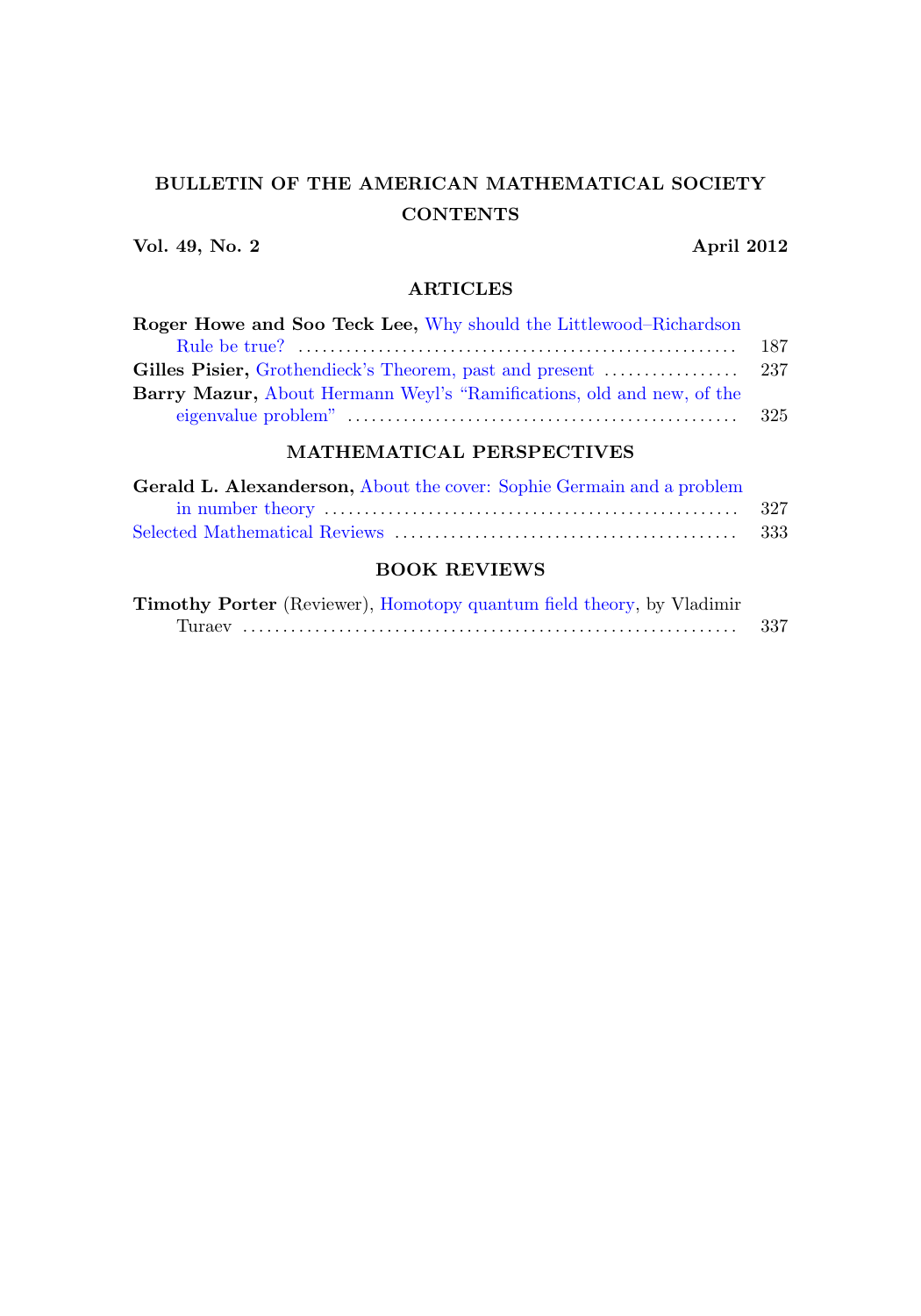# BULLETIN OF THE AMERICAN MATHEMATICAL SOCIETY

## CONTENTS

**Vol. 49, No. 2** **April 2012**

### ARTICLES

**Roger Howe and Soo Teck Lee,** Why should the Littlewood–Richardson Rule be true? ........ 187

**Gilles Pisier,** Grothendieck's Theorem, past and present ........ 237

**Barry Mazur,** About Hermann Weyl's "Ramifications, old and new, of the eigenvalue problem" ........ 325

### MATHEMATICAL PERSPECTIVES

**Gerald L. Alexanderson,** About the cover: Sophie Germain and a problem in number theory ........ 327

Selected Mathematical Reviews ........ 333

### BOOK REVIEWS

**Timothy Porter** (Reviewer), Homotopy quantum field theory, by Vladimir Turaev ........ 337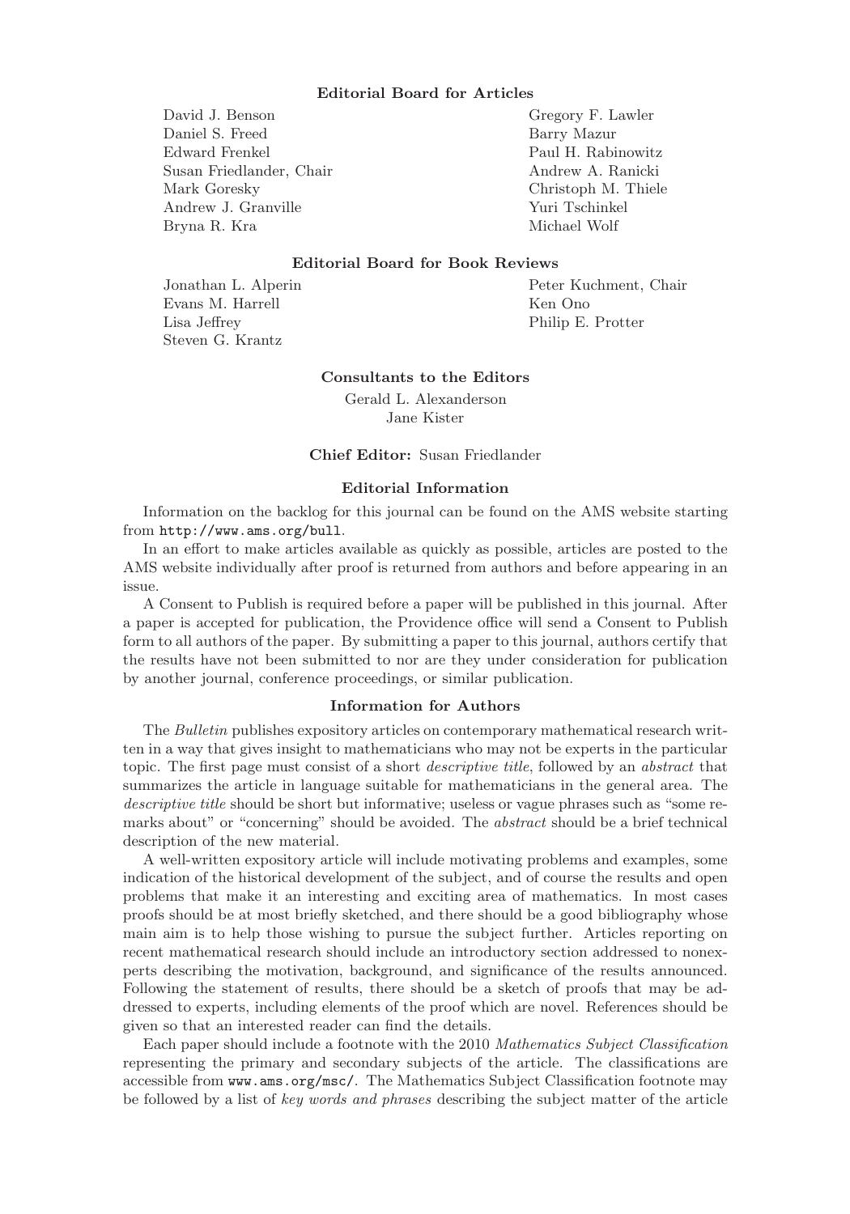### Editorial Board for Articles

David J. Benson
Daniel S. Freed
Edward Frenkel
Susan Friedlander, Chair
Mark Goresky
Andrew J. Granville
Bryna R. Kra
Gregory F. Lawler
Barry Mazur
Paul H. Rabinowitz
Andrew A. Ranicki
Christoph M. Thiele
Yuri Tschinkel
Michael Wolf

### Editorial Board for Book Reviews

Jonathan L. Alperin
Evans M. Harrell
Lisa Jeffrey
Steven G. Krantz
Peter Kuchment, Chair
Ken Ono
Philip E. Protter

### Consultants to the Editors

Gerald L. Alexanderson
Jane Kister

**Chief Editor:** Susan Friedlander

### Editorial Information

Information on the backlog for this journal can be found on the AMS website starting from `http://www.ams.org/bull`.

In an effort to make articles available as quickly as possible, articles are posted to the AMS website individually after proof is returned from authors and before appearing in an issue.

A Consent to Publish is required before a paper will be published in this journal. After a paper is accepted for publication, the Providence office will send a Consent to Publish form to all authors of the paper. By submitting a paper to this journal, authors certify that the results have not been submitted to nor are they under consideration for publication by another journal, conference proceedings, or similar publication.

### Information for Authors

The *Bulletin* publishes expository articles on contemporary mathematical research written in a way that gives insight to mathematicians who may not be experts in the particular topic. The first page must consist of a short *descriptive title*, followed by an *abstract* that summarizes the article in language suitable for mathematicians in the general area. The *descriptive title* should be short but informative; useless or vague phrases such as "some remarks about" or "concerning" should be avoided. The *abstract* should be a brief technical description of the new material.

A well-written expository article will include motivating problems and examples, some indication of the historical development of the subject, and of course the results and open problems that make it an interesting and exciting area of mathematics. In most cases proofs should be at most briefly sketched, and there should be a good bibliography whose main aim is to help those wishing to pursue the subject further. Articles reporting on recent mathematical research should include an introductory section addressed to nonexperts describing the motivation, background, and significance of the results announced. Following the statement of results, there should be a sketch of proofs that may be addressed to experts, including elements of the proof which are novel. References should be given so that an interested reader can find the details.

Each paper should include a footnote with the 2010 *Mathematics Subject Classification* representing the primary and secondary subjects of the article. The classifications are accessible from `www.ams.org/msc/`. The Mathematics Subject Classification footnote may be followed by a list of *key words and phrases* describing the subject matter of the article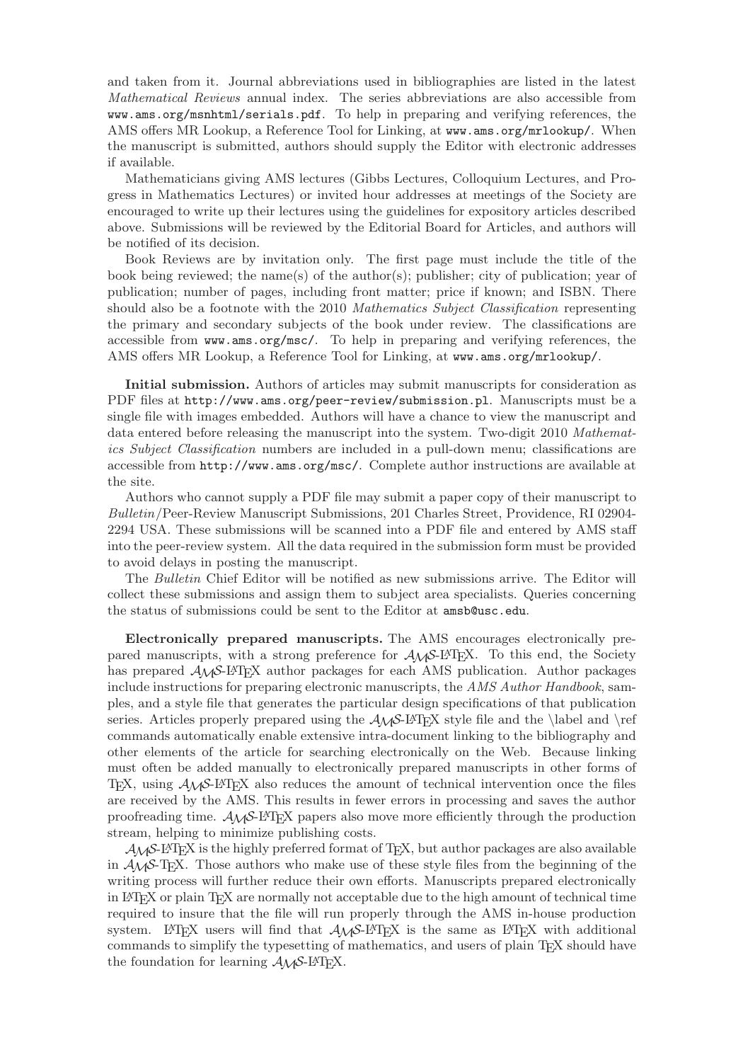and taken from it. Journal abbreviations used in bibliographies are listed in the latest *Mathematical Reviews* annual index. The series abbreviations are also accessible from www.ams.org/msnhtml/serials.pdf. To help in preparing and verifying references, the AMS offers MR Lookup, a Reference Tool for Linking, at www.ams.org/mrlookup/. When the manuscript is submitted, authors should supply the Editor with electronic addresses if available.

Mathematicians giving AMS lectures (Gibbs Lectures, Colloquium Lectures, and Progress in Mathematics Lectures) or invited hour addresses at meetings of the Society are encouraged to write up their lectures using the guidelines for expository articles described above. Submissions will be reviewed by the Editorial Board for Articles, and authors will be notified of its decision.

Book Reviews are by invitation only. The first page must include the title of the book being reviewed; the name(s) of the author(s); publisher; city of publication; year of publication; number of pages, including front matter; price if known; and ISBN. There should also be a footnote with the 2010 *Mathematics Subject Classification* representing the primary and secondary subjects of the book under review. The classifications are accessible from www.ams.org/msc/. To help in preparing and verifying references, the AMS offers MR Lookup, a Reference Tool for Linking, at www.ams.org/mrlookup/.

**Initial submission.** Authors of articles may submit manuscripts for consideration as PDF files at http://www.ams.org/peer-review/submission.pl. Manuscripts must be a single file with images embedded. Authors will have a chance to view the manuscript and data entered before releasing the manuscript into the system. Two-digit 2010 *Mathematics Subject Classification* numbers are included in a pull-down menu; classifications are accessible from http://www.ams.org/msc/. Complete author instructions are available at the site.

Authors who cannot supply a PDF file may submit a paper copy of their manuscript to *Bulletin*/Peer-Review Manuscript Submissions, 201 Charles Street, Providence, RI 02904-2294 USA. These submissions will be scanned into a PDF file and entered by AMS staff into the peer-review system. All the data required in the submission form must be provided to avoid delays in posting the manuscript.

The *Bulletin* Chief Editor will be notified as new submissions arrive. The Editor will collect these submissions and assign them to subject area specialists. Queries concerning the status of submissions could be sent to the Editor at amsb@usc.edu.

**Electronically prepared manuscripts.** The AMS encourages electronically prepared manuscripts, with a strong preference for AMS-LaTeX. To this end, the Society has prepared AMS-LaTeX author packages for each AMS publication. Author packages include instructions for preparing electronic manuscripts, the *AMS Author Handbook*, samples, and a style file that generates the particular design specifications of that publication series. Articles properly prepared using the AMS-LaTeX style file and the \label and \ref commands automatically enable extensive intra-document linking to the bibliography and other elements of the article for searching electronically on the Web. Because linking must often be added manually to electronically prepared manuscripts in other forms of TeX, using AMS-LaTeX also reduces the amount of technical intervention once the files are received by the AMS. This results in fewer errors in processing and saves the author proofreading time. AMS-LaTeX papers also move more efficiently through the production stream, helping to minimize publishing costs.

AMS-LaTeX is the highly preferred format of TeX, but author packages are also available in AMS-TeX. Those authors who make use of these style files from the beginning of the writing process will further reduce their own efforts. Manuscripts prepared electronically in LaTeX or plain TeX are normally not acceptable due to the high amount of technical time required to insure that the file will run properly through the AMS in-house production system. LaTeX users will find that AMS-LaTeX is the same as LaTeX with additional commands to simplify the typesetting of mathematics, and users of plain TeX should have the foundation for learning AMS-LaTeX.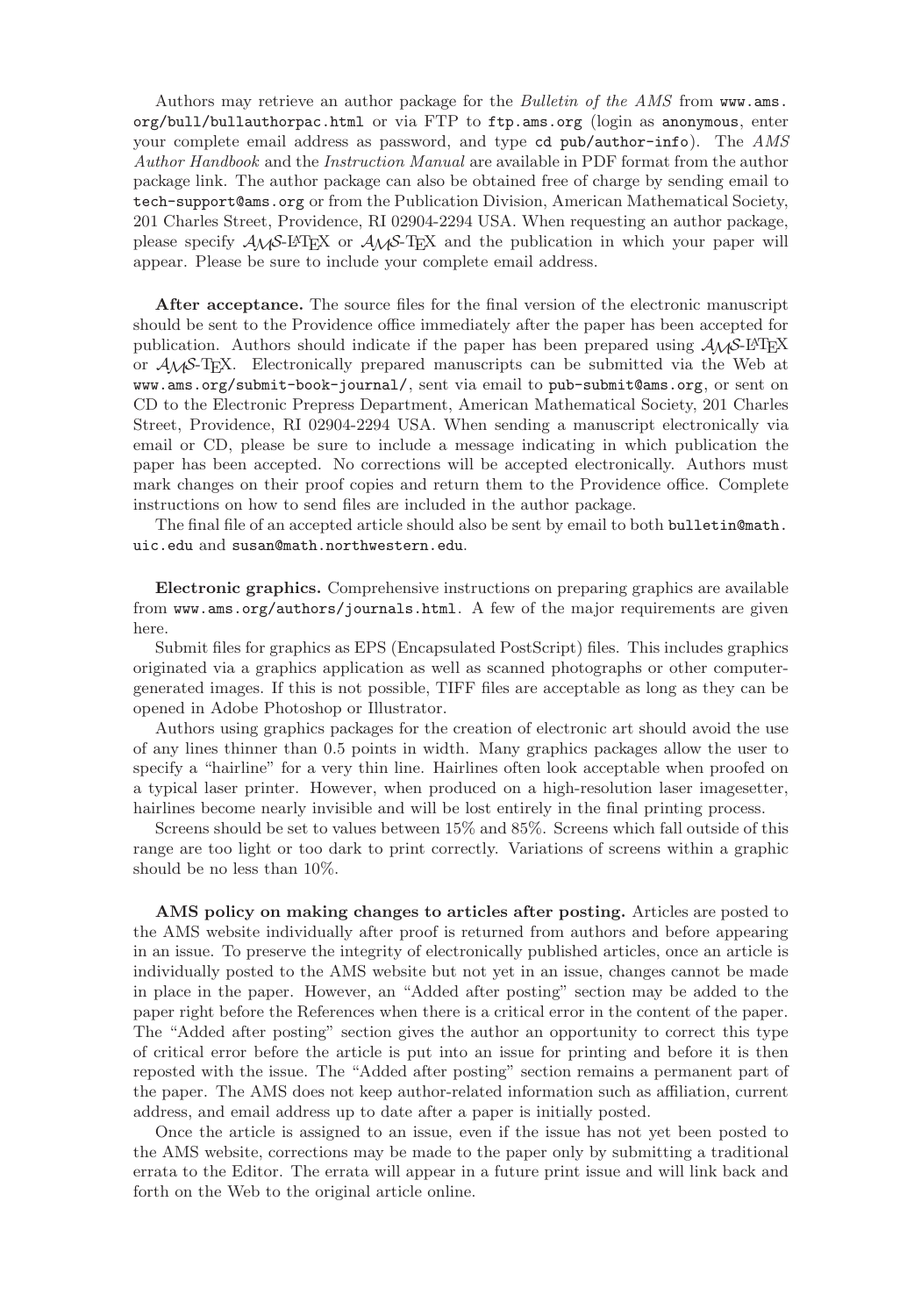Authors may retrieve an author package for the *Bulletin of the AMS* from www.ams.org/bull/bullauthorpac.html or via FTP to ftp.ams.org (login as anonymous, enter your complete email address as password, and type cd pub/author-info). The *AMS Author Handbook* and the *Instruction Manual* are available in PDF format from the author package link. The author package can also be obtained free of charge by sending email to tech-support@ams.org or from the Publication Division, American Mathematical Society, 201 Charles Street, Providence, RI 02904-2294 USA. When requesting an author package, please specify AMS-LaTeX or AMS-TeX and the publication in which your paper will appear. Please be sure to include your complete email address.

**After acceptance.** The source files for the final version of the electronic manuscript should be sent to the Providence office immediately after the paper has been accepted for publication. Authors should indicate if the paper has been prepared using AMS-LaTeX or AMS-TeX. Electronically prepared manuscripts can be submitted via the Web at www.ams.org/submit-book-journal/, sent via email to pub-submit@ams.org, or sent on CD to the Electronic Prepress Department, American Mathematical Society, 201 Charles Street, Providence, RI 02904-2294 USA. When sending a manuscript electronically via email or CD, please be sure to include a message indicating in which publication the paper has been accepted. No corrections will be accepted electronically. Authors must mark changes on their proof copies and return them to the Providence office. Complete instructions on how to send files are included in the author package.

The final file of an accepted article should also be sent by email to both bulletin@math.uic.edu and susan@math.northwestern.edu.

**Electronic graphics.** Comprehensive instructions on preparing graphics are available from www.ams.org/authors/journals.html. A few of the major requirements are given here.

Submit files for graphics as EPS (Encapsulated PostScript) files. This includes graphics originated via a graphics application as well as scanned photographs or other computer-generated images. If this is not possible, TIFF files are acceptable as long as they can be opened in Adobe Photoshop or Illustrator.

Authors using graphics packages for the creation of electronic art should avoid the use of any lines thinner than 0.5 points in width. Many graphics packages allow the user to specify a "hairline" for a very thin line. Hairlines often look acceptable when proofed on a typical laser printer. However, when produced on a high-resolution laser imagesetter, hairlines become nearly invisible and will be lost entirely in the final printing process.

Screens should be set to values between 15% and 85%. Screens which fall outside of this range are too light or too dark to print correctly. Variations of screens within a graphic should be no less than 10%.

**AMS policy on making changes to articles after posting.** Articles are posted to the AMS website individually after proof is returned from authors and before appearing in an issue. To preserve the integrity of electronically published articles, once an article is individually posted to the AMS website but not yet in an issue, changes cannot be made in place in the paper. However, an "Added after posting" section may be added to the paper right before the References when there is a critical error in the content of the paper. The "Added after posting" section gives the author an opportunity to correct this type of critical error before the article is put into an issue for printing and before it is then reposted with the issue. The "Added after posting" section remains a permanent part of the paper. The AMS does not keep author-related information such as affiliation, current address, and email address up to date after a paper is initially posted.

Once the article is assigned to an issue, even if the issue has not yet been posted to the AMS website, corrections may be made to the paper only by submitting a traditional errata to the Editor. The errata will appear in a future print issue and will link back and forth on the Web to the original article online.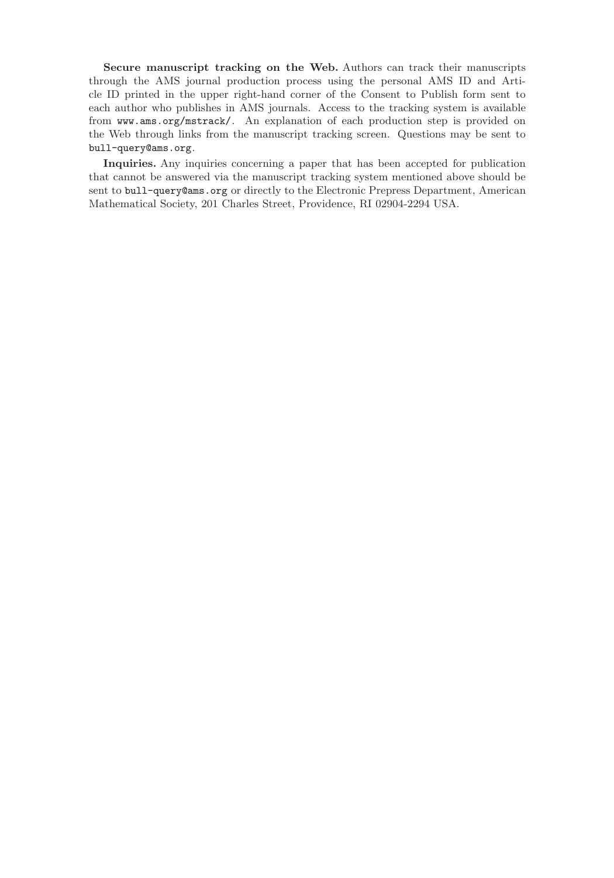**Secure manuscript tracking on the Web.** Authors can track their manuscripts through the AMS journal production process using the personal AMS ID and Article ID printed in the upper right-hand corner of the Consent to Publish form sent to each author who publishes in AMS journals. Access to the tracking system is available from `www.ams.org/mstrack/`. An explanation of each production step is provided on the Web through links from the manuscript tracking screen. Questions may be sent to `bull-query@ams.org`.

**Inquiries.** Any inquiries concerning a paper that has been accepted for publication that cannot be answered via the manuscript tracking system mentioned above should be sent to `bull-query@ams.org` or directly to the Electronic Prepress Department, American Mathematical Society, 201 Charles Street, Providence, RI 02904-2294 USA.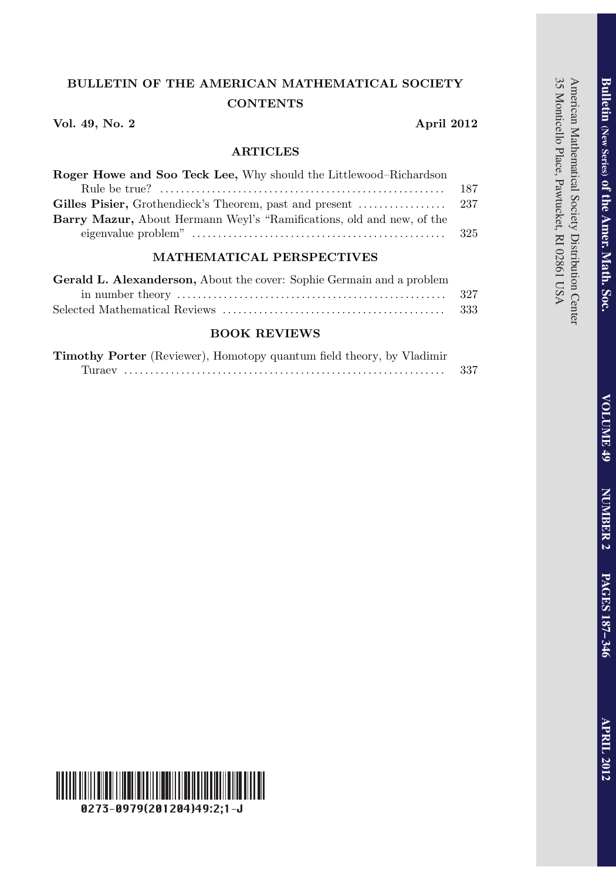# BULLETIN OF THE AMERICAN MATHEMATICAL SOCIETY

## CONTENTS

**Vol. 49, No. 2** **April 2012**

### ARTICLES

**Roger Howe and Soo Teck Lee,** Why should the Littlewood–Richardson Rule be true? .......... 187

**Gilles Pisier,** Grothendieck's Theorem, past and present .......... 237

**Barry Mazur,** About Hermann Weyl's "Ramifications, old and new, of the eigenvalue problem" .......... 325

### MATHEMATICAL PERSPECTIVES

**Gerald L. Alexanderson,** About the cover: Sophie Germain and a problem in number theory .......... 327

Selected Mathematical Reviews .......... 333

### BOOK REVIEWS

**Timothy Porter** (Reviewer), Homotopy quantum field theory, by Vladimir Turaev .......... 337

0273-0979(201204)49:2;1-J

American Mathematical Society Distribution Center
35 Monticello Place, Pawtucket, RI 02861 USA